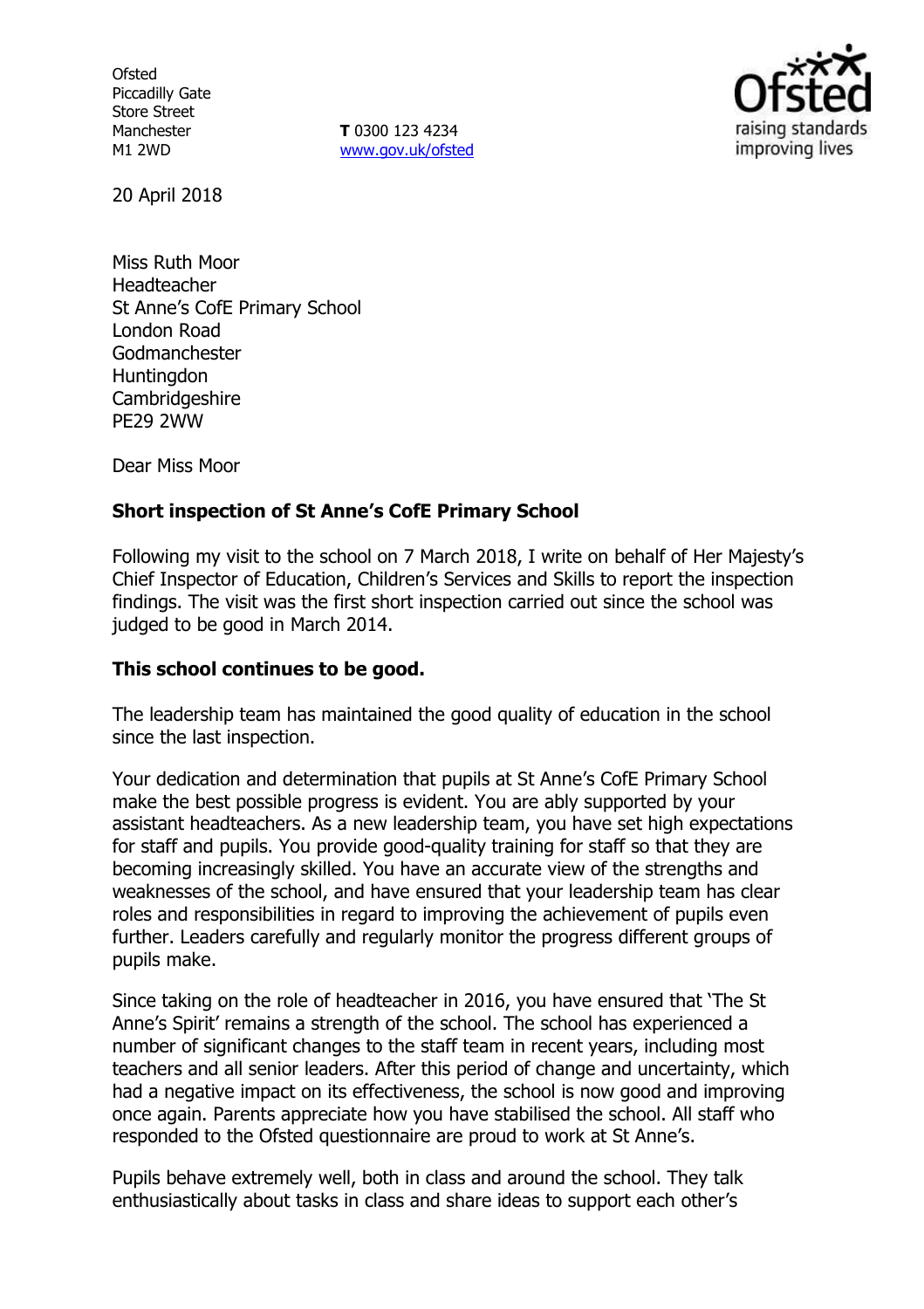Ofsted
Piccadilly Gate
Store Street
Manchester
M1 2WD

**T** 0300 123 4234
www.gov.uk/ofsted

20 April 2018

Miss Ruth Moor
Headteacher
St Anne's CofE Primary School
London Road
Godmanchester
Huntingdon
Cambridgeshire
PE29 2WW

Dear Miss Moor

**Short inspection of St Anne's CofE Primary School**

Following my visit to the school on 7 March 2018, I write on behalf of Her Majesty's Chief Inspector of Education, Children's Services and Skills to report the inspection findings. The visit was the first short inspection carried out since the school was judged to be good in March 2014.

**This school continues to be good.**

The leadership team has maintained the good quality of education in the school since the last inspection.

Your dedication and determination that pupils at St Anne's CofE Primary School make the best possible progress is evident. You are ably supported by your assistant headteachers. As a new leadership team, you have set high expectations for staff and pupils. You provide good-quality training for staff so that they are becoming increasingly skilled. You have an accurate view of the strengths and weaknesses of the school, and have ensured that your leadership team has clear roles and responsibilities in regard to improving the achievement of pupils even further. Leaders carefully and regularly monitor the progress different groups of pupils make.

Since taking on the role of headteacher in 2016, you have ensured that 'The St Anne's Spirit' remains a strength of the school. The school has experienced a number of significant changes to the staff team in recent years, including most teachers and all senior leaders. After this period of change and uncertainty, which had a negative impact on its effectiveness, the school is now good and improving once again. Parents appreciate how you have stabilised the school. All staff who responded to the Ofsted questionnaire are proud to work at St Anne's.

Pupils behave extremely well, both in class and around the school. They talk enthusiastically about tasks in class and share ideas to support each other's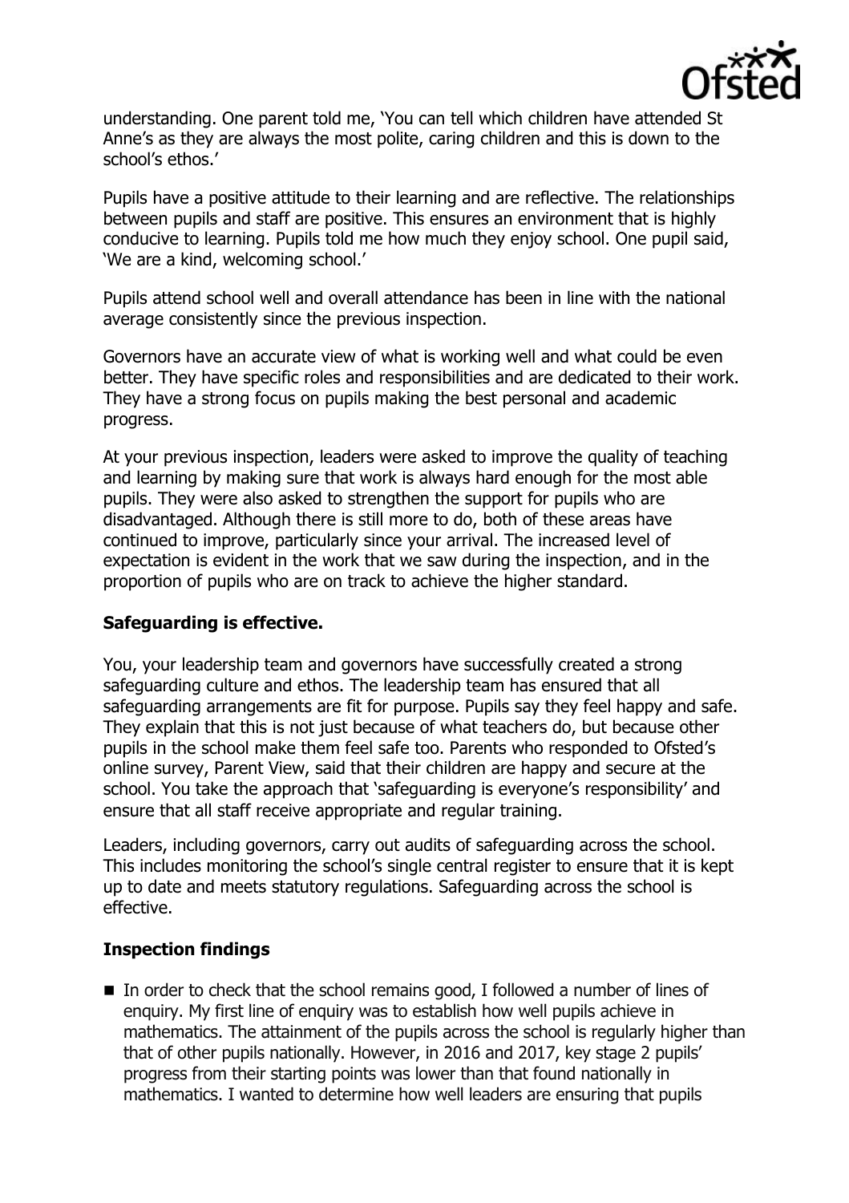understanding. One parent told me, 'You can tell which children have attended St Anne's as they are always the most polite, caring children and this is down to the school's ethos.'

Pupils have a positive attitude to their learning and are reflective. The relationships between pupils and staff are positive. This ensures an environment that is highly conducive to learning. Pupils told me how much they enjoy school. One pupil said, 'We are a kind, welcoming school.'

Pupils attend school well and overall attendance has been in line with the national average consistently since the previous inspection.

Governors have an accurate view of what is working well and what could be even better. They have specific roles and responsibilities and are dedicated to their work. They have a strong focus on pupils making the best personal and academic progress.

At your previous inspection, leaders were asked to improve the quality of teaching and learning by making sure that work is always hard enough for the most able pupils. They were also asked to strengthen the support for pupils who are disadvantaged. Although there is still more to do, both of these areas have continued to improve, particularly since your arrival. The increased level of expectation is evident in the work that we saw during the inspection, and in the proportion of pupils who are on track to achieve the higher standard.

## Safeguarding is effective.

You, your leadership team and governors have successfully created a strong safeguarding culture and ethos. The leadership team has ensured that all safeguarding arrangements are fit for purpose. Pupils say they feel happy and safe. They explain that this is not just because of what teachers do, but because other pupils in the school make them feel safe too. Parents who responded to Ofsted's online survey, Parent View, said that their children are happy and secure at the school. You take the approach that 'safeguarding is everyone's responsibility' and ensure that all staff receive appropriate and regular training.

Leaders, including governors, carry out audits of safeguarding across the school. This includes monitoring the school's single central register to ensure that it is kept up to date and meets statutory regulations. Safeguarding across the school is effective.

## Inspection findings

- In order to check that the school remains good, I followed a number of lines of enquiry. My first line of enquiry was to establish how well pupils achieve in mathematics. The attainment of the pupils across the school is regularly higher than that of other pupils nationally. However, in 2016 and 2017, key stage 2 pupils' progress from their starting points was lower than that found nationally in mathematics. I wanted to determine how well leaders are ensuring that pupils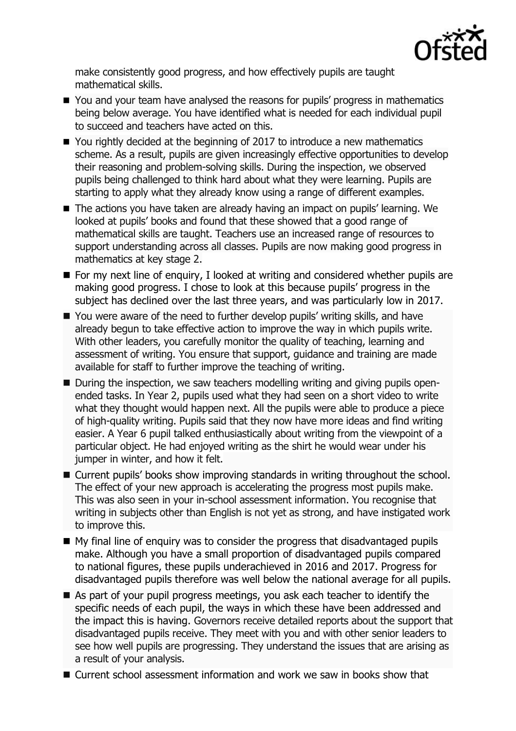make consistently good progress, and how effectively pupils are taught mathematical skills.

- You and your team have analysed the reasons for pupils' progress in mathematics being below average. You have identified what is needed for each individual pupil to succeed and teachers have acted on this.
- You rightly decided at the beginning of 2017 to introduce a new mathematics scheme. As a result, pupils are given increasingly effective opportunities to develop their reasoning and problem-solving skills. During the inspection, we observed pupils being challenged to think hard about what they were learning. Pupils are starting to apply what they already know using a range of different examples.
- The actions you have taken are already having an impact on pupils' learning. We looked at pupils' books and found that these showed that a good range of mathematical skills are taught. Teachers use an increased range of resources to support understanding across all classes. Pupils are now making good progress in mathematics at key stage 2.
- For my next line of enquiry, I looked at writing and considered whether pupils are making good progress. I chose to look at this because pupils' progress in the subject has declined over the last three years, and was particularly low in 2017.
- You were aware of the need to further develop pupils' writing skills, and have already begun to take effective action to improve the way in which pupils write. With other leaders, you carefully monitor the quality of teaching, learning and assessment of writing. You ensure that support, guidance and training are made available for staff to further improve the teaching of writing.
- During the inspection, we saw teachers modelling writing and giving pupils open-ended tasks. In Year 2, pupils used what they had seen on a short video to write what they thought would happen next. All the pupils were able to produce a piece of high-quality writing. Pupils said that they now have more ideas and find writing easier. A Year 6 pupil talked enthusiastically about writing from the viewpoint of a particular object. He had enjoyed writing as the shirt he would wear under his jumper in winter, and how it felt.
- Current pupils' books show improving standards in writing throughout the school. The effect of your new approach is accelerating the progress most pupils make. This was also seen in your in-school assessment information. You recognise that writing in subjects other than English is not yet as strong, and have instigated work to improve this.
- My final line of enquiry was to consider the progress that disadvantaged pupils make. Although you have a small proportion of disadvantaged pupils compared to national figures, these pupils underachieved in 2016 and 2017. Progress for disadvantaged pupils therefore was well below the national average for all pupils.
- As part of your pupil progress meetings, you ask each teacher to identify the specific needs of each pupil, the ways in which these have been addressed and the impact this is having. Governors receive detailed reports about the support that disadvantaged pupils receive. They meet with you and with other senior leaders to see how well pupils are progressing. They understand the issues that are arising as a result of your analysis.
- Current school assessment information and work we saw in books show that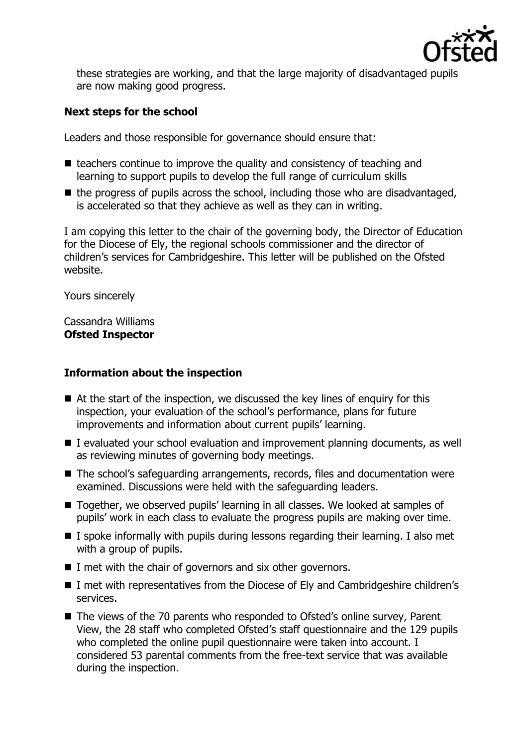these strategies are working, and that the large majority of disadvantaged pupils are now making good progress.

**Next steps for the school**

Leaders and those responsible for governance should ensure that:

- teachers continue to improve the quality and consistency of teaching and learning to support pupils to develop the full range of curriculum skills
- the progress of pupils across the school, including those who are disadvantaged, is accelerated so that they achieve as well as they can in writing.

I am copying this letter to the chair of the governing body, the Director of Education for the Diocese of Ely, the regional schools commissioner and the director of children's services for Cambridgeshire. This letter will be published on the Ofsted website.

Yours sincerely

Cassandra Williams
**Ofsted Inspector**

**Information about the inspection**

- At the start of the inspection, we discussed the key lines of enquiry for this inspection, your evaluation of the school's performance, plans for future improvements and information about current pupils' learning.
- I evaluated your school evaluation and improvement planning documents, as well as reviewing minutes of governing body meetings.
- The school's safeguarding arrangements, records, files and documentation were examined. Discussions were held with the safeguarding leaders.
- Together, we observed pupils' learning in all classes. We looked at samples of pupils' work in each class to evaluate the progress pupils are making over time.
- I spoke informally with pupils during lessons regarding their learning. I also met with a group of pupils.
- I met with the chair of governors and six other governors.
- I met with representatives from the Diocese of Ely and Cambridgeshire children's services.
- The views of the 70 parents who responded to Ofsted's online survey, Parent View, the 28 staff who completed Ofsted's staff questionnaire and the 129 pupils who completed the online pupil questionnaire were taken into account. I considered 53 parental comments from the free-text service that was available during the inspection.